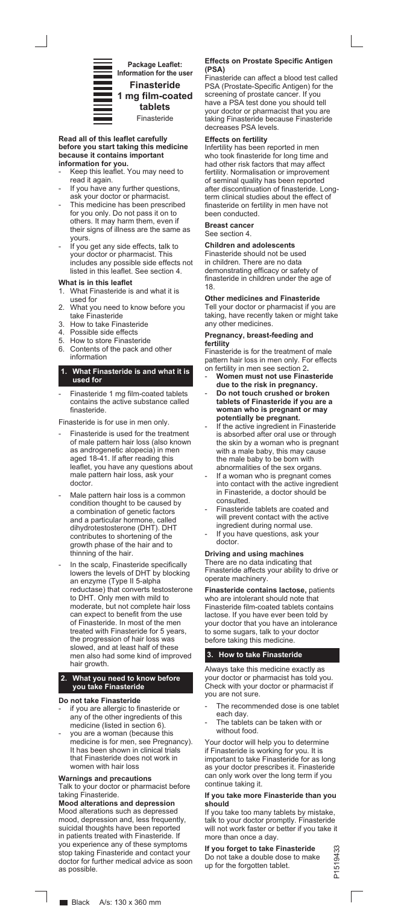**Package Leaflet: Information for the user**

# Finasteride 1 mg film-coated tablets

Finasteride

**Read all of this leaflet carefully before you start taking this medicine because it contains important information for you.**

- Keep this leaflet. You may need to read it again.
- If you have any further questions, ask your doctor or pharmacist.
- This medicine has been prescribed for you only. Do not pass it on to others. It may harm them, even if their signs of illness are the same as yours.
- If you get any side effects, talk to your doctor or pharmacist. This includes any possible side effects not listed in this leaflet. See section 4.

**What is in this leaflet**

1. What Finasteride is and what it is used for
2. What you need to know before you take Finasteride
3. How to take Finasteride
4. Possible side effects
5. How to store Finasteride
6. Contents of the pack and other information

## 1. What Finasteride is and what it is used for

- Finasteride 1 mg film-coated tablets contains the active substance called finasteride.

Finasteride is for use in men only.

- Finasteride is used for the treatment of male pattern hair loss (also known as androgenetic alopecia) in men aged 18-41. If after reading this leaflet, you have any questions about male pattern hair loss, ask your doctor.
- Male pattern hair loss is a common condition thought to be caused by a combination of genetic factors and a particular hormone, called dihydrotestosterone (DHT). DHT contributes to shortening of the growth phase of the hair and to thinning of the hair.
- In the scalp, Finasteride specifically lowers the levels of DHT by blocking an enzyme (Type II 5-alpha reductase) that converts testosterone to DHT. Only men with mild to moderate, but not complete hair loss can expect to benefit from the use of Finasteride. In most of the men treated with Finasteride for 5 years, the progression of hair loss was slowed, and at least half of these men also had some kind of improved hair growth.

## 2. What you need to know before you take Finasteride

**Do not take Finasteride**

- if you are allergic to finasteride or any of the other ingredients of this medicine (listed in section 6).
- you are a woman (because this medicine is for men, see Pregnancy). It has been shown in clinical trials that Finasteride does not work in women with hair loss

**Warnings and precautions**

Talk to your doctor or pharmacist before taking Finasteride.

**Mood alterations and depression**

Mood alterations such as depressed mood, depression and, less frequently, suicidal thoughts have been reported in patients treated with Finasteride. If you experience any of these symptoms stop taking Finasteride and contact your doctor for further medical advice as soon as possible.

**Effects on Prostate Specific Antigen (PSA)**

Finasteride can affect a blood test called PSA (Prostate-Specific Antigen) for the screening of prostate cancer. If you have a PSA test done you should tell your doctor or pharmacist that you are taking Finasteride because Finasteride decreases PSA levels.

**Effects on fertility**

Infertility has been reported in men who took finasteride for long time and had other risk factors that may affect fertility. Normalisation or improvement of seminal quality has been reported after discontinuation of finasteride. Long-term clinical studies about the effect of finasteride on fertility in men have not been conducted.

**Breast cancer**

See section 4.

**Children and adolescents**

Finasteride should not be used in children. There are no data demonstrating efficacy or safety of finasteride in children under the age of 18.

**Other medicines and Finasteride**

Tell your doctor or pharmacist if you are taking, have recently taken or might take any other medicines.

**Pregnancy, breast-feeding and fertility**

Finasteride is for the treatment of male pattern hair loss in men only. For effects on fertility in men see section 2**.**

- **Women must not use Finasteride due to the risk in pregnancy.**
- **Do not touch crushed or broken tablets of Finasteride if you are a woman who is pregnant or may potentially be pregnant.**
- If the active ingredient in Finasteride is absorbed after oral use or through the skin by a woman who is pregnant with a male baby, this may cause the male baby to be born with abnormalities of the sex organs.
- If a woman who is pregnant comes into contact with the active ingredient in Finasteride, a doctor should be consulted.
- Finasteride tablets are coated and will prevent contact with the active ingredient during normal use.
- If you have questions, ask your doctor.

**Driving and using machines**

There are no data indicating that Finasteride affects your ability to drive or operate machinery.

**Finasteride contains lactose,** patients who are intolerant should note that Finasteride film-coated tablets contains lactose. If you have ever been told by your doctor that you have an intolerance to some sugars, talk to your doctor before taking this medicine.

## 3. How to take Finasteride

Always take this medicine exactly as your doctor or pharmacist has told you. Check with your doctor or pharmacist if you are not sure.

- The recommended dose is one tablet each day.
- The tablets can be taken with or without food.

Your doctor will help you to determine if Finasteride is working for you. It is important to take Finasteride for as long as your doctor prescribes it. Finasteride can only work over the long term if you continue taking it.

**If you take more Finasteride than you should**

If you take too many tablets by mistake, talk to your doctor promptly. Finasteride will not work faster or better if you take it more than once a day.

**If you forget to take Finasteride**

Do not take a double dose to make up for the forgotten tablet.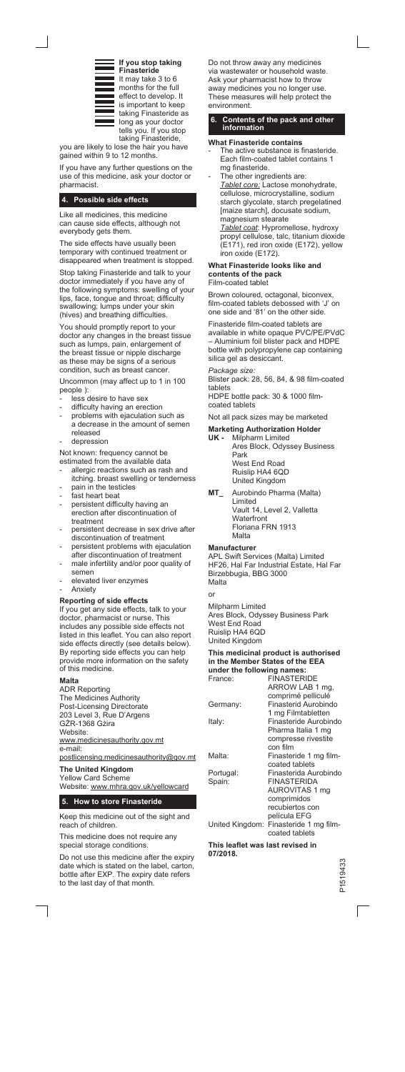**If you stop taking Finasteride**

It may take 3 to 6 months for the full effect to develop. It is important to keep taking Finasteride as long as your doctor tells you. If you stop taking Finasteride, you are likely to lose the hair you have gained within 9 to 12 months.

If you have any further questions on the use of this medicine, ask your doctor or pharmacist.

## 4. Possible side effects

Like all medicines, this medicine can cause side effects, although not everybody gets them.

The side effects have usually been temporary with continued treatment or disappeared when treatment is stopped.

Stop taking Finasteride and talk to your doctor immediately if you have any of the following symptoms: swelling of your lips, face, tongue and throat; difficulty swallowing; lumps under your skin (hives) and breathing difficulties.

You should promptly report to your doctor any changes in the breast tissue such as lumps, pain, enlargement of the breast tissue or nipple discharge as these may be signs of a serious condition, such as breast cancer.

Uncommon (may affect up to 1 in 100 people ):

- less desire to have sex
- difficulty having an erection
- problems with ejaculation such as a decrease in the amount of semen released
- depression

Not known: frequency cannot be estimated from the available data

- allergic reactions such as rash and itching. breast swelling or tenderness
- pain in the testicles
- fast heart beat
- persistent difficulty having an erection after discontinuation of treatment
- persistent decrease in sex drive after discontinuation of treatment
- persistent problems with ejaculation after discontinuation of treatment
- male infertility and/or poor quality of semen
- elevated liver enzymes
- Anxiety

**Reporting of side effects**

If you get any side effects, talk to your doctor, pharmacist or nurse. This includes any possible side effects not listed in this leaflet. You can also report side effects directly (see details below). By reporting side effects you can help provide more information on the safety of this medicine.

**Malta**

ADR Reporting
The Medicines Authority
Post-Licensing Directorate
203 Level 3, Rue D'Argens
GŻR-1368 Gżira
Website:
www.medicinesauthority.gov.mt
e-mail:
postlicensing.medicinesauthority@gov.mt

**The United Kingdom**

Yellow Card Scheme
Website: www.mhra.gov.uk/yellowcard

## 5. How to store Finasteride

Keep this medicine out of the sight and reach of children.

This medicine does not require any special storage conditions.

Do not use this medicine after the expiry date which is stated on the label, carton, bottle after EXP. The expiry date refers to the last day of that month.

Do not throw away any medicines via wastewater or household waste. Ask your pharmacist how to throw away medicines you no longer use. These measures will help protect the environment.

## 6. Contents of the pack and other information

**What Finasteride contains**

- The active substance is finasteride. Each film-coated tablet contains 1 mg finasteride.
- The other ingredients are: *Tablet core:* Lactose monohydrate, cellulose, microcrystalline, sodium starch glycolate, starch pregelatined [maize starch], docusate sodium, magnesium stearate
  *Tablet coat*: Hypromellose, hydroxy propyl cellulose, talc, titanium dioxide (E171), red iron oxide (E172), yellow iron oxide (E172).

**What Finasteride looks like and contents of the pack**

Film-coated tablet

Brown coloured, octagonal, biconvex, film-coated tablets debossed with 'J' on one side and '81' on the other side.

Finasteride film-coated tablets are available in white opaque PVC/PE/PVdC – Aluminium foil blister pack and HDPE bottle with polypropylene cap containing silica gel as desiccant.

*Package size:*

Blister pack: 28, 56, 84, & 98 film-coated tablets
HDPE bottle pack: 30 & 1000 film-coated tablets

Not all pack sizes may be marketed

**Marketing Authorization Holder**

**UK -** Milpharm Limited
Ares Block, Odyssey Business Park
West End Road
Ruislip HA4 6QD
United Kingdom

**MT_** Aurobindo Pharma (Malta) Limited
Vault 14, Level 2, Valletta Waterfront
Floriana FRN 1913
Malta

**Manufacturer**

APL Swift Services (Malta) Limited
HF26, Hal Far Industrial Estate, Hal Far
Birzebbugia, BBG 3000
Malta

or

Milpharm Limited
Ares Block, Odyssey Business Park
West End Road
Ruislip HA4 6QD
United Kingdom

**This medicinal product is authorised in the Member States of the EEA under the following names:**

| | |
|---|---|
| France: | FINASTERIDE ARROW LAB 1 mg, comprimé pelliculé |
| Germany: | Finasterid Aurobindo 1 mg Filmtabletten |
| Italy: | Finasteride Aurobindo Pharma Italia 1 mg compresse rivestite con film |
| Malta: | Finasteride 1 mg film-coated tablets |
| Portugal: | Finasterida Aurobindo |
| Spain: | FINASTERIDA AUROVITAS 1 mg comprimidos recubiertos con película EFG |
| United Kingdom: | Finasteride 1 mg film-coated tablets |

**This leaflet was last revised in 07/2018.**

P1519433